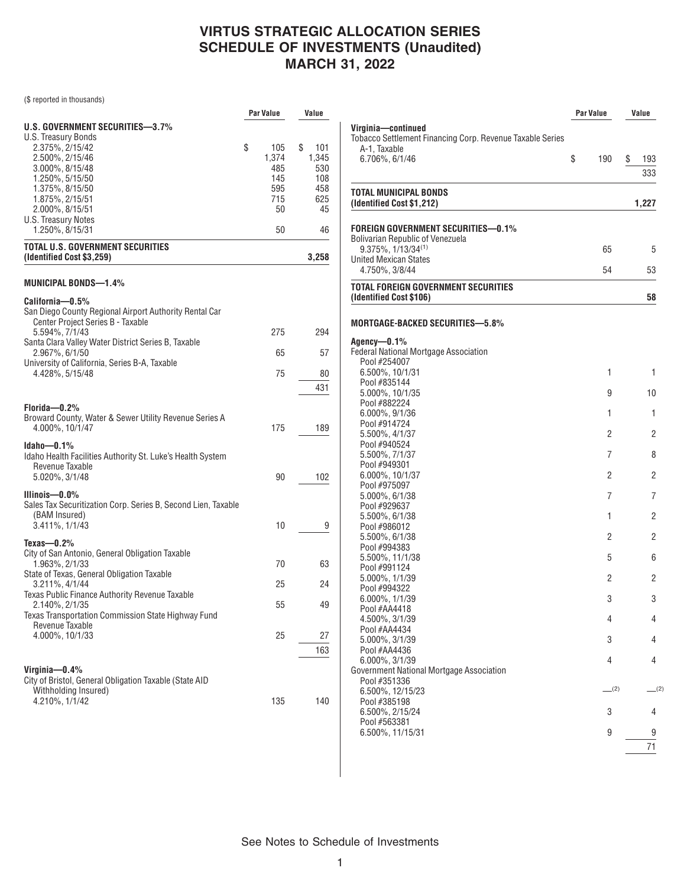# VIRTUS STRATEGIC ALLOCATION SERIES
# SCHEDULE OF INVESTMENTS (Unaudited)
# MARCH 31, 2022

($ reported in thousands)

| | Par Value | Value |
|---|---|---|
| **U.S. GOVERNMENT SECURITIES—3.7%** | | |
| U.S. Treasury Bonds | | |
| 2.375%, 2/15/42 | $ 105 | $ 101 |
| 2.500%, 2/15/46 | 1,374 | 1,345 |
| 3.000%, 8/15/48 | 485 | 530 |
| 1.250%, 5/15/50 | 145 | 108 |
| 1.375%, 8/15/50 | 595 | 458 |
| 1.875%, 2/15/51 | 715 | 625 |
| 2.000%, 8/15/51 | 50 | 45 |
| U.S. Treasury Notes | | |
| 1.250%, 8/15/31 | 50 | 46 |
| **TOTAL U.S. GOVERNMENT SECURITIES (Identified Cost $3,259)** | | **3,258** |
| | | |
| **MUNICIPAL BONDS—1.4%** | | |
| **California—0.5%** | | |
| San Diego County Regional Airport Authority Rental Car Center Project Series B - Taxable | | |
| 5.594%, 7/1/43 | 275 | 294 |
| Santa Clara Valley Water District Series B, Taxable | | |
| 2.967%, 6/1/50 | 65 | 57 |
| University of California, Series B-A, Taxable | | |
| 4.428%, 5/15/48 | 75 | 80 |
| | | 431 |
| **Florida—0.2%** | | |
| Broward County, Water & Sewer Utility Revenue Series A | | |
| 4.000%, 10/1/47 | 175 | 189 |
| **Idaho—0.1%** | | |
| Idaho Health Facilities Authority St. Luke's Health System Revenue Taxable | | |
| 5.020%, 3/1/48 | 90 | 102 |
| **Illinois—0.0%** | | |
| Sales Tax Securitization Corp. Series B, Second Lien, Taxable (BAM Insured) | | |
| 3.411%, 1/1/43 | 10 | 9 |
| **Texas—0.2%** | | |
| City of San Antonio, General Obligation Taxable | | |
| 1.963%, 2/1/33 | 70 | 63 |
| State of Texas, General Obligation Taxable | | |
| 3.211%, 4/1/44 | 25 | 24 |
| Texas Public Finance Authority Revenue Taxable | | |
| 2.140%, 2/1/35 | 55 | 49 |
| Texas Transportation Commission State Highway Fund Revenue Taxable | | |
| 4.000%, 10/1/33 | 25 | 27 |
| | | 163 |
| **Virginia—0.4%** | | |
| City of Bristol, General Obligation Taxable (State AID Withholding Insured) | | |
| 4.210%, 1/1/42 | 135 | 140 |
| **Virginia—continued** | | |
| Tobacco Settlement Financing Corp. Revenue Taxable Series A-1, Taxable | | |
| 6.706%, 6/1/46 | $ 190 | $ 193 |
| | | 333 |
| **TOTAL MUNICIPAL BONDS (Identified Cost $1,212)** | | **1,227** |
| | | |
| **FOREIGN GOVERNMENT SECURITIES—0.1%** | | |
| Bolivarian Republic of Venezuela | | |
| 9.375%, 1/13/34[(1)] | 65 | 5 |
| United Mexican States | | |
| 4.750%, 3/8/44 | 54 | 53 |
| **TOTAL FOREIGN GOVERNMENT SECURITIES (Identified Cost $106)** | | **58** |
| | | |
| **MORTGAGE-BACKED SECURITIES—5.8%** | | |
| **Agency—0.1%** | | |
| Federal National Mortgage Association | | |
| Pool #254007 6.500%, 10/1/31 | 1 | 1 |
| Pool #835144 5.000%, 10/1/35 | 9 | 10 |
| Pool #882224 6.000%, 9/1/36 | 1 | 1 |
| Pool #914724 5.500%, 4/1/37 | 2 | 2 |
| Pool #940524 5.500%, 7/1/37 | 7 | 8 |
| Pool #949301 6.000%, 10/1/37 | 2 | 2 |
| Pool #975097 5.000%, 6/1/38 | 7 | 7 |
| Pool #929637 5.500%, 6/1/38 | 1 | 2 |
| Pool #986012 5.500%, 6/1/38 | 2 | 2 |
| Pool #994383 5.500%, 11/1/38 | 5 | 6 |
| Pool #991124 5.000%, 1/1/39 | 2 | 2 |
| Pool #994322 6.000%, 1/1/39 | 3 | 3 |
| Pool #AA4418 4.500%, 3/1/39 | 4 | 4 |
| Pool #AA4434 5.000%, 3/1/39 | 3 | 4 |
| Pool #AA4436 6.000%, 3/1/39 | 4 | 4 |
| Government National Mortgage Association | | |
| Pool #351336 6.500%, 12/15/23 | —[(2)] | —[(2)] |
| Pool #385198 6.500%, 2/15/24 | 3 | 4 |
| Pool #563381 6.500%, 11/15/31 | 9 | 9 |
| | | 71 |

See Notes to Schedule of Investments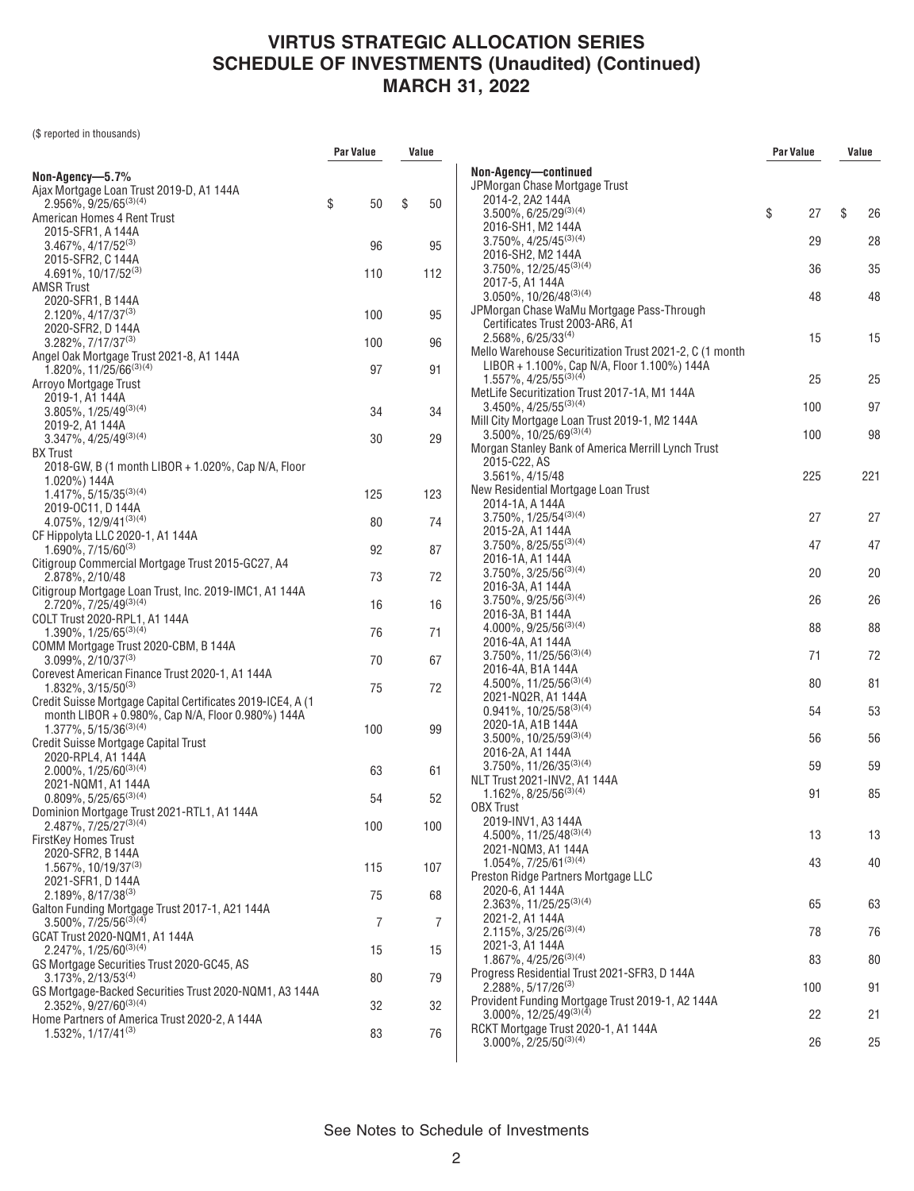# VIRTUS STRATEGIC ALLOCATION SERIES
## SCHEDULE OF INVESTMENTS (Unaudited) (Continued)
## MARCH 31, 2022

($ reported in thousands)

| | Par Value | Value |
|---|---|---|
| **Non-Agency—5.7%** | | |
| Ajax Mortgage Loan Trust 2019-D, A1 144A 2.956%, 9/25/65[(3)(4)] | $ 50 | $ 50 |
| American Homes 4 Rent Trust | | |
| 2015-SFR1, A 144A 3.467%, 4/17/52[(3)] | 96 | 95 |
| 2015-SFR2, C 144A 4.691%, 10/17/52[(3)] | 110 | 112 |
| AMSR Trust | | |
| 2020-SFR1, B 144A 2.120%, 4/17/37[(3)] | 100 | 95 |
| 2020-SFR2, D 144A 3.282%, 7/17/37[(3)] | 100 | 96 |
| Angel Oak Mortgage Trust 2021-8, A1 144A 1.820%, 11/25/66[(3)(4)] | 97 | 91 |
| Arroyo Mortgage Trust | | |
| 2019-1, A1 144A 3.805%, 1/25/49[(3)(4)] | 34 | 34 |
| 2019-2, A1 144A 3.347%, 4/25/49[(3)(4)] | 30 | 29 |
| BX Trust | | |
| 2018-GW, B (1 month LIBOR + 1.020%, Cap N/A, Floor 1.020%) 144A 1.417%, 5/15/35[(3)(4)] | 125 | 123 |
| 2019-OC11, D 144A 4.075%, 12/9/41[(3)(4)] | 80 | 74 |
| CF Hippolyta LLC 2020-1, A1 144A 1.690%, 7/15/60[(3)] | 92 | 87 |
| Citigroup Commercial Mortgage Trust 2015-GC27, A4 2.878%, 2/10/48 | 73 | 72 |
| Citigroup Mortgage Loan Trust, Inc. 2019-IMC1, A1 144A 2.720%, 7/25/49[(3)(4)] | 16 | 16 |
| COLT Trust 2020-RPL1, A1 144A 1.390%, 1/25/65[(3)(4)] | 76 | 71 |
| COMM Mortgage Trust 2020-CBM, B 144A 3.099%, 2/10/37[(3)] | 70 | 67 |
| Corevest American Finance Trust 2020-1, A1 144A 1.832%, 3/15/50[(3)] | 75 | 72 |
| Credit Suisse Mortgage Capital Certificates 2019-ICE4, A (1 month LIBOR + 0.980%, Cap N/A, Floor 0.980%) 144A 1.377%, 5/15/36[(3)(4)] | 100 | 99 |
| Credit Suisse Mortgage Capital Trust | | |
| 2020-RPL4, A1 144A 2.000%, 1/25/60[(3)(4)] | 63 | 61 |
| 2021-NQM1, A1 144A 0.809%, 5/25/65[(3)(4)] | 54 | 52 |
| Dominion Mortgage Trust 2021-RTL1, A1 144A 2.487%, 7/25/27[(3)(4)] | 100 | 100 |
| FirstKey Homes Trust | | |
| 2020-SFR2, B 144A 1.567%, 10/19/37[(3)] | 115 | 107 |
| 2021-SFR1, D 144A 2.189%, 8/17/38[(3)] | 75 | 68 |
| Galton Funding Mortgage Trust 2017-1, A21 144A 3.500%, 7/25/56[(3)(4)] | 7 | 7 |
| GCAT Trust 2020-NQM1, A1 144A 2.247%, 1/25/60[(3)(4)] | 15 | 15 |
| GS Mortgage Securities Trust 2020-GC45, AS 3.173%, 2/13/53[(4)] | 80 | 79 |
| GS Mortgage-Backed Securities Trust 2020-NQM1, A3 144A 2.352%, 9/27/60[(3)(4)] | 32 | 32 |
| Home Partners of America Trust 2020-2, A 144A 1.532%, 1/17/41[(3)] | 83 | 76 |
| **Non-Agency—continued** | | |
| JPMorgan Chase Mortgage Trust | | |
| 2014-2, 2A2 144A 3.500%, 6/25/29[(3)(4)] | $ 27 | $ 26 |
| 2016-SH1, M2 144A 3.750%, 4/25/45[(3)(4)] | 29 | 28 |
| 2016-SH2, M2 144A 3.750%, 12/25/45[(3)(4)] | 36 | 35 |
| 2017-5, A1 144A 3.050%, 10/26/48[(3)(4)] | 48 | 48 |
| JPMorgan Chase WaMu Mortgage Pass-Through Certificates Trust 2003-AR6, A1 2.568%, 6/25/33[(4)] | 15 | 15 |
| Mello Warehouse Securitization Trust 2021-2, C (1 month LIBOR + 1.100%, Cap N/A, Floor 1.100%) 144A 1.557%, 4/25/55[(3)(4)] | 25 | 25 |
| MetLife Securitization Trust 2017-1A, M1 144A 3.450%, 4/25/55[(3)(4)] | 100 | 97 |
| Mill City Mortgage Loan Trust 2019-1, M2 144A 3.500%, 10/25/69[(3)(4)] | 100 | 98 |
| Morgan Stanley Bank of America Merrill Lynch Trust 2015-C22, AS 3.561%, 4/15/48 | 225 | 221 |
| New Residential Mortgage Loan Trust | | |
| 2014-1A, A 144A 3.750%, 1/25/54[(3)(4)] | 27 | 27 |
| 2015-2A, A1 144A 3.750%, 8/25/55[(3)(4)] | 47 | 47 |
| 2016-1A, A1 144A 3.750%, 3/25/56[(3)(4)] | 20 | 20 |
| 2016-3A, A1 144A 3.750%, 9/25/56[(3)(4)] | 26 | 26 |
| 2016-3A, B1 144A 4.000%, 9/25/56[(3)(4)] | 88 | 88 |
| 2016-4A, A1 144A 3.750%, 11/25/56[(3)(4)] | 71 | 72 |
| 2016-4A, B1A 144A 4.500%, 11/25/56[(3)(4)] | 80 | 81 |
| 2021-NQ2R, A1 144A 0.941%, 10/25/58[(3)(4)] | 54 | 53 |
| 2020-1A, A1B 144A 3.500%, 10/25/59[(3)(4)] | 56 | 56 |
| 2016-2A, A1 144A 3.750%, 11/26/35[(3)(4)] | 59 | 59 |
| NLT Trust 2021-INV2, A1 144A 1.162%, 8/25/56[(3)(4)] | 91 | 85 |
| OBX Trust | | |
| 2019-INV1, A3 144A 4.500%, 11/25/48[(3)(4)] | 13 | 13 |
| 2021-NQM3, A1 144A 1.054%, 7/25/61[(3)(4)] | 43 | 40 |
| Preston Ridge Partners Mortgage LLC | | |
| 2020-6, A1 144A 2.363%, 11/25/25[(3)(4)] | 65 | 63 |
| 2021-2, A1 144A 2.115%, 3/25/26[(3)(4)] | 78 | 76 |
| 2021-3, A1 144A 1.867%, 4/25/26[(3)(4)] | 83 | 80 |
| Progress Residential Trust 2021-SFR3, D 144A 2.288%, 5/17/26[(3)] | 100 | 91 |
| Provident Funding Mortgage Trust 2019-1, A2 144A 3.000%, 12/25/49[(3)(4)] | 22 | 21 |
| RCKT Mortgage Trust 2020-1, A1 144A 3.000%, 2/25/50[(3)(4)] | 26 | 25 |

See Notes to Schedule of Investments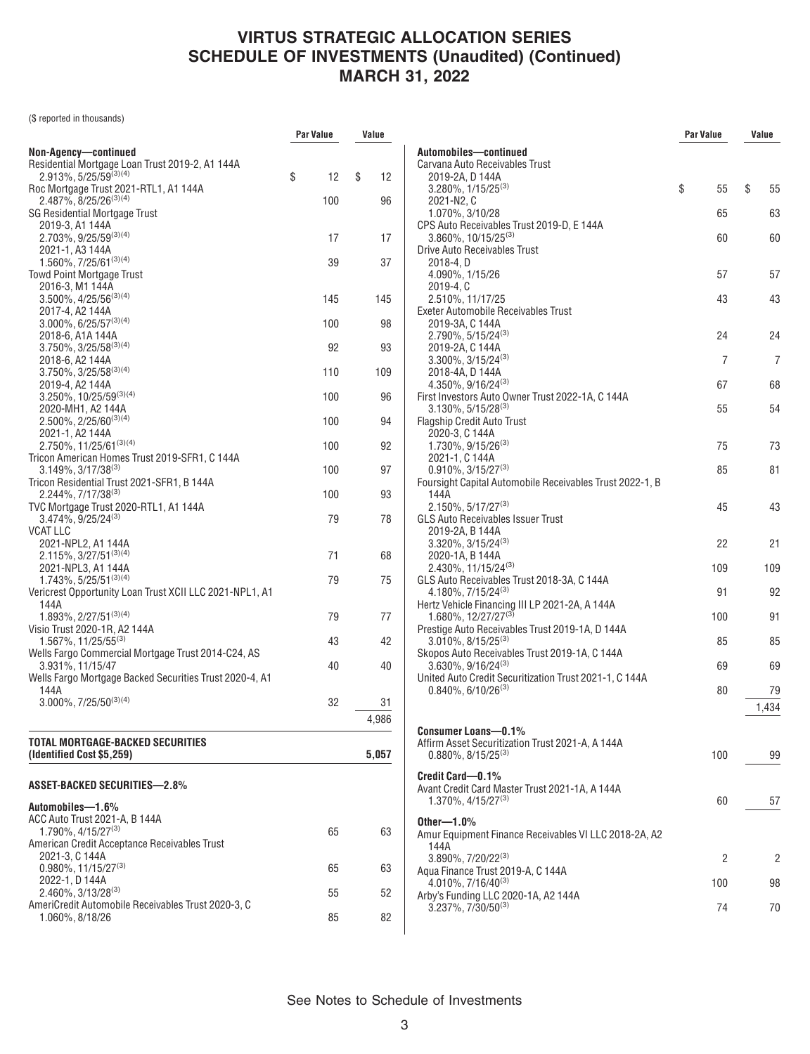# VIRTUS STRATEGIC ALLOCATION SERIES
## SCHEDULE OF INVESTMENTS (Unaudited) (Continued)
## MARCH 31, 2022

($ reported in thousands)

| | Par Value | Value |
|---|---|---|
| **Non-Agency—continued** | | |
| Residential Mortgage Loan Trust 2019-2, A1 144A 2.913%, 5/25/59[(3)(4)] | $ 12 | $ 12 |
| Roc Mortgage Trust 2021-RTL1, A1 144A 2.487%, 8/25/26[(3)(4)] | 100 | 96 |
| SG Residential Mortgage Trust | | |
| 2019-3, A1 144A 2.703%, 9/25/59[(3)(4)] | 17 | 17 |
| 2021-1, A3 144A 1.560%, 7/25/61[(3)(4)] | 39 | 37 |
| Towd Point Mortgage Trust | | |
| 2016-3, M1 144A 3.500%, 4/25/56[(3)(4)] | 145 | 145 |
| 2017-4, A2 144A 3.000%, 6/25/57[(3)(4)] | 100 | 98 |
| 2018-6, A1A 144A 3.750%, 3/25/58[(3)(4)] | 92 | 93 |
| 2018-6, A2 144A 3.750%, 3/25/58[(3)(4)] | 110 | 109 |
| 2019-4, A2 144A 3.250%, 10/25/59[(3)(4)] | 100 | 96 |
| 2020-MH1, A2 144A 2.500%, 2/25/60[(3)(4)] | 100 | 94 |
| 2021-1, A2 144A 2.750%, 11/25/61[(3)(4)] | 100 | 92 |
| Tricon American Homes Trust 2019-SFR1, C 144A 3.149%, 3/17/38[(3)] | 100 | 97 |
| Tricon Residential Trust 2021-SFR1, B 144A 2.244%, 7/17/38[(3)] | 100 | 93 |
| TVC Mortgage Trust 2020-RTL1, A1 144A 3.474%, 9/25/24[(3)] | 79 | 78 |
| VCAT LLC | | |
| 2021-NPL2, A1 144A 2.115%, 3/27/51[(3)(4)] | 71 | 68 |
| 2021-NPL3, A1 144A 1.743%, 5/25/51[(3)(4)] | 79 | 75 |
| Vericrest Opportunity Loan Trust XCII LLC 2021-NPL1, A1 144A 1.893%, 2/27/51[(3)(4)] | 79 | 77 |
| Visio Trust 2020-1R, A2 144A 1.567%, 11/25/55[(3)] | 43 | 42 |
| Wells Fargo Commercial Mortgage Trust 2014-C24, AS 3.931%, 11/15/47 | 40 | 40 |
| Wells Fargo Mortgage Backed Securities Trust 2020-4, A1 144A 3.000%, 7/25/50[(3)(4)] | 32 | 31 |
| | | 4,986 |
| **TOTAL MORTGAGE-BACKED SECURITIES (Identified Cost $5,259)** | | **5,057** |
| | | |
| **ASSET-BACKED SECURITIES—2.8%** | | |
| **Automobiles—1.6%** | | |
| ACC Auto Trust 2021-A, B 144A 1.790%, 4/15/27[(3)] | 65 | 63 |
| American Credit Acceptance Receivables Trust | | |
| 2021-3, C 144A 0.980%, 11/15/27[(3)] | 65 | 63 |
| 2022-1, D 144A 2.460%, 3/13/28[(3)] | 55 | 52 |
| AmeriCredit Automobile Receivables Trust 2020-3, C 1.060%, 8/18/26 | 85 | 82 |
| **Automobiles—continued** | | |
| Carvana Auto Receivables Trust | | |
| 2019-2A, D 144A 3.280%, 1/15/25[(3)] | $ 55 | $ 55 |
| 2021-N2, C 1.070%, 3/10/28 | 65 | 63 |
| CPS Auto Receivables Trust 2019-D, E 144A 3.860%, 10/15/25[(3)] | 60 | 60 |
| Drive Auto Receivables Trust | | |
| 2018-4, D 4.090%, 1/15/26 | 57 | 57 |
| 2019-4, C 2.510%, 11/17/25 | 43 | 43 |
| Exeter Automobile Receivables Trust | | |
| 2019-3A, C 144A 2.790%, 5/15/24[(3)] | 24 | 24 |
| 2019-2A, C 144A 3.300%, 3/15/24[(3)] | 7 | 7 |
| 2018-4A, D 144A 4.350%, 9/16/24[(3)] | 67 | 68 |
| First Investors Auto Owner Trust 2022-1A, C 144A 3.130%, 5/15/28[(3)] | 55 | 54 |
| Flagship Credit Auto Trust | | |
| 2020-3, C 144A 1.730%, 9/15/26[(3)] | 75 | 73 |
| 2021-1, C 144A 0.910%, 3/15/27[(3)] | 85 | 81 |
| Foursight Capital Automobile Receivables Trust 2022-1, B 144A 2.150%, 5/17/27[(3)] | 45 | 43 |
| GLS Auto Receivables Issuer Trust | | |
| 2019-2A, B 144A 3.320%, 3/15/24[(3)] | 22 | 21 |
| 2020-1A, B 144A 2.430%, 11/15/24[(3)] | 109 | 109 |
| GLS Auto Receivables Trust 2018-3A, C 144A 4.180%, 7/15/24[(3)] | 91 | 92 |
| Hertz Vehicle Financing III LP 2021-2A, A 144A 1.680%, 12/27/27[(3)] | 100 | 91 |
| Prestige Auto Receivables Trust 2019-1A, D 144A 3.010%, 8/15/25[(3)] | 85 | 85 |
| Skopos Auto Receivables Trust 2019-1A, C 144A 3.630%, 9/16/24[(3)] | 69 | 69 |
| United Auto Credit Securitization Trust 2021-1, C 144A 0.840%, 6/10/26[(3)] | 80 | 79 |
| | | 1,434 |
| | | |
| **Consumer Loans—0.1%** | | |
| Affirm Asset Securitization Trust 2021-A, A 144A 0.880%, 8/15/25[(3)] | 100 | 99 |
| | | |
| **Credit Card—0.1%** | | |
| Avant Credit Card Master Trust 2021-1A, A 144A 1.370%, 4/15/27[(3)] | 60 | 57 |
| | | |
| **Other—1.0%** | | |
| Amur Equipment Finance Receivables VI LLC 2018-2A, A2 144A 3.890%, 7/20/22[(3)] | 2 | 2 |
| Aqua Finance Trust 2019-A, C 144A 4.010%, 7/16/40[(3)] | 100 | 98 |
| Arby's Funding LLC 2020-1A, A2 144A 3.237%, 7/30/50[(3)] | 74 | 70 |

See Notes to Schedule of Investments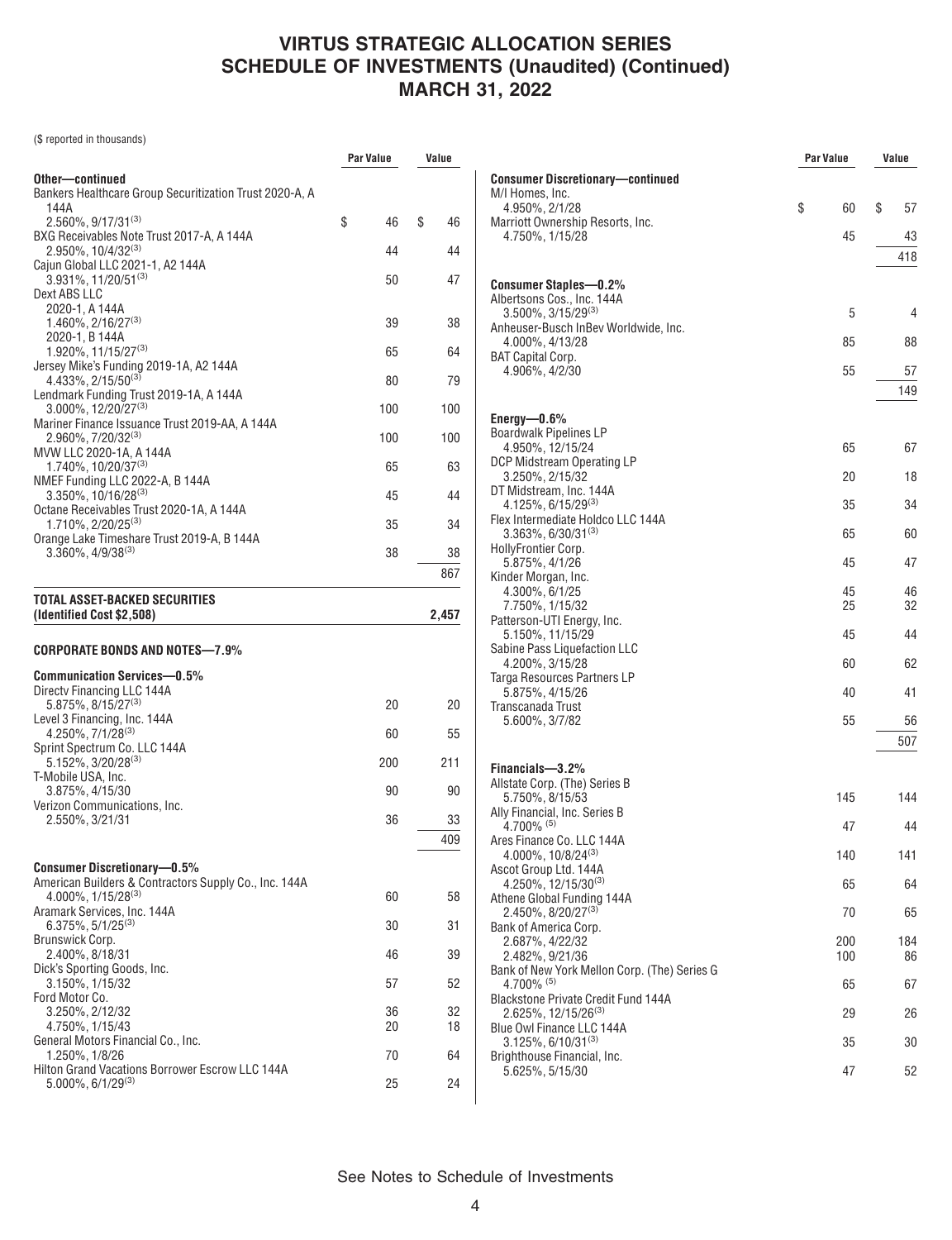# VIRTUS STRATEGIC ALLOCATION SERIES
## SCHEDULE OF INVESTMENTS (Unaudited) (Continued)
## MARCH 31, 2022

($ reported in thousands)

| | Par Value | Value |
|---|---|---|
| **Other—continued** | | |
| Bankers Healthcare Group Securitization Trust 2020-A, A 144A 2.560%, 9/17/31[(3)] | $ 46 | $ 46 |
| BXG Receivables Note Trust 2017-A, A 144A 2.950%, 10/4/32[(3)] | 44 | 44 |
| Cajun Global LLC 2021-1, A2 144A 3.931%, 11/20/51[(3)] | 50 | 47 |
| Dext ABS LLC | | |
| 2020-1, A 144A 1.460%, 2/16/27[(3)] | 39 | 38 |
| 2020-1, B 144A 1.920%, 11/15/27[(3)] | 65 | 64 |
| Jersey Mike's Funding 2019-1A, A2 144A 4.433%, 2/15/50[(3)] | 80 | 79 |
| Lendmark Funding Trust 2019-1A, A 144A 3.000%, 12/20/27[(3)] | 100 | 100 |
| Mariner Finance Issuance Trust 2019-AA, A 144A 2.960%, 7/20/32[(3)] | 100 | 100 |
| MVW LLC 2020-1A, A 144A 1.740%, 10/20/37[(3)] | 65 | 63 |
| NMEF Funding LLC 2022-A, B 144A 3.350%, 10/16/28[(3)] | 45 | 44 |
| Octane Receivables Trust 2020-1A, A 144A 1.710%, 2/20/25[(3)] | 35 | 34 |
| Orange Lake Timeshare Trust 2019-A, B 144A 3.360%, 4/9/38[(3)] | 38 | 38 |
| | | 867 |
| **TOTAL ASSET-BACKED SECURITIES (Identified Cost $2,508)** | | **2,457** |
| **CORPORATE BONDS AND NOTES—7.9%** | | |
| **Communication Services—0.5%** | | |
| Directv Financing LLC 144A 5.875%, 8/15/27[(3)] | 20 | 20 |
| Level 3 Financing, Inc. 144A 4.250%, 7/1/28[(3)] | 60 | 55 |
| Sprint Spectrum Co. LLC 144A 5.152%, 3/20/28[(3)] | 200 | 211 |
| T-Mobile USA, Inc. 3.875%, 4/15/30 | 90 | 90 |
| Verizon Communications, Inc. 2.550%, 3/21/31 | 36 | 33 |
| | | 409 |
| **Consumer Discretionary—0.5%** | | |
| American Builders & Contractors Supply Co., Inc. 144A 4.000%, 1/15/28[(3)] | 60 | 58 |
| Aramark Services, Inc. 144A 6.375%, 5/1/25[(3)] | 30 | 31 |
| Brunswick Corp. 2.400%, 8/18/31 | 46 | 39 |
| Dick's Sporting Goods, Inc. 3.150%, 1/15/32 | 57 | 52 |
| Ford Motor Co. | | |
| 3.250%, 2/12/32 | 36 | 32 |
| 4.750%, 1/15/43 | 20 | 18 |
| General Motors Financial Co., Inc. 1.250%, 1/8/26 | 70 | 64 |
| Hilton Grand Vacations Borrower Escrow LLC 144A 5.000%, 6/1/29[(3)] | 25 | 24 |
| **Consumer Discretionary—continued** | | |
| M/I Homes, Inc. 4.950%, 2/1/28 | $ 60 | $ 57 |
| Marriott Ownership Resorts, Inc. 4.750%, 1/15/28 | 45 | 43 |
| | | 418 |
| **Consumer Staples—0.2%** | | |
| Albertsons Cos., Inc. 144A 3.500%, 3/15/29[(3)] | 5 | 4 |
| Anheuser-Busch InBev Worldwide, Inc. 4.000%, 4/13/28 | 85 | 88 |
| BAT Capital Corp. 4.906%, 4/2/30 | 55 | 57 |
| | | 149 |
| **Energy—0.6%** | | |
| Boardwalk Pipelines LP 4.950%, 12/15/24 | 65 | 67 |
| DCP Midstream Operating LP 3.250%, 2/15/32 | 20 | 18 |
| DT Midstream, Inc. 144A 4.125%, 6/15/29[(3)] | 35 | 34 |
| Flex Intermediate Holdco LLC 144A 3.363%, 6/30/31[(3)] | 65 | 60 |
| HollyFrontier Corp. 5.875%, 4/1/26 | 45 | 47 |
| Kinder Morgan, Inc. | | |
| 4.300%, 6/1/25 | 45 | 46 |
| 7.750%, 1/15/32 | 25 | 32 |
| Patterson-UTI Energy, Inc. 5.150%, 11/15/29 | 45 | 44 |
| Sabine Pass Liquefaction LLC 4.200%, 3/15/28 | 60 | 62 |
| Targa Resources Partners LP 5.875%, 4/15/26 | 40 | 41 |
| Transcanada Trust 5.600%, 3/7/82 | 55 | 56 |
| | | 507 |
| **Financials—3.2%** | | |
| Allstate Corp. (The) Series B 5.750%, 8/15/53 | 145 | 144 |
| Ally Financial, Inc. Series B 4.700%[(5)] | 47 | 44 |
| Ares Finance Co. LLC 144A 4.000%, 10/8/24[(3)] | 140 | 141 |
| Ascot Group Ltd. 144A 4.250%, 12/15/30[(3)] | 65 | 64 |
| Athene Global Funding 144A 2.450%, 8/20/27[(3)] | 70 | 65 |
| Bank of America Corp. | | |
| 2.687%, 4/22/32 | 200 | 184 |
| 2.482%, 9/21/36 | 100 | 86 |
| Bank of New York Mellon Corp. (The) Series G 4.700%[(5)] | 65 | 67 |
| Blackstone Private Credit Fund 144A 2.625%, 12/15/26[(3)] | 29 | 26 |
| Blue Owl Finance LLC 144A 3.125%, 6/10/31[(3)] | 35 | 30 |
| Brighthouse Financial, Inc. 5.625%, 5/15/30 | 47 | 52 |

See Notes to Schedule of Investments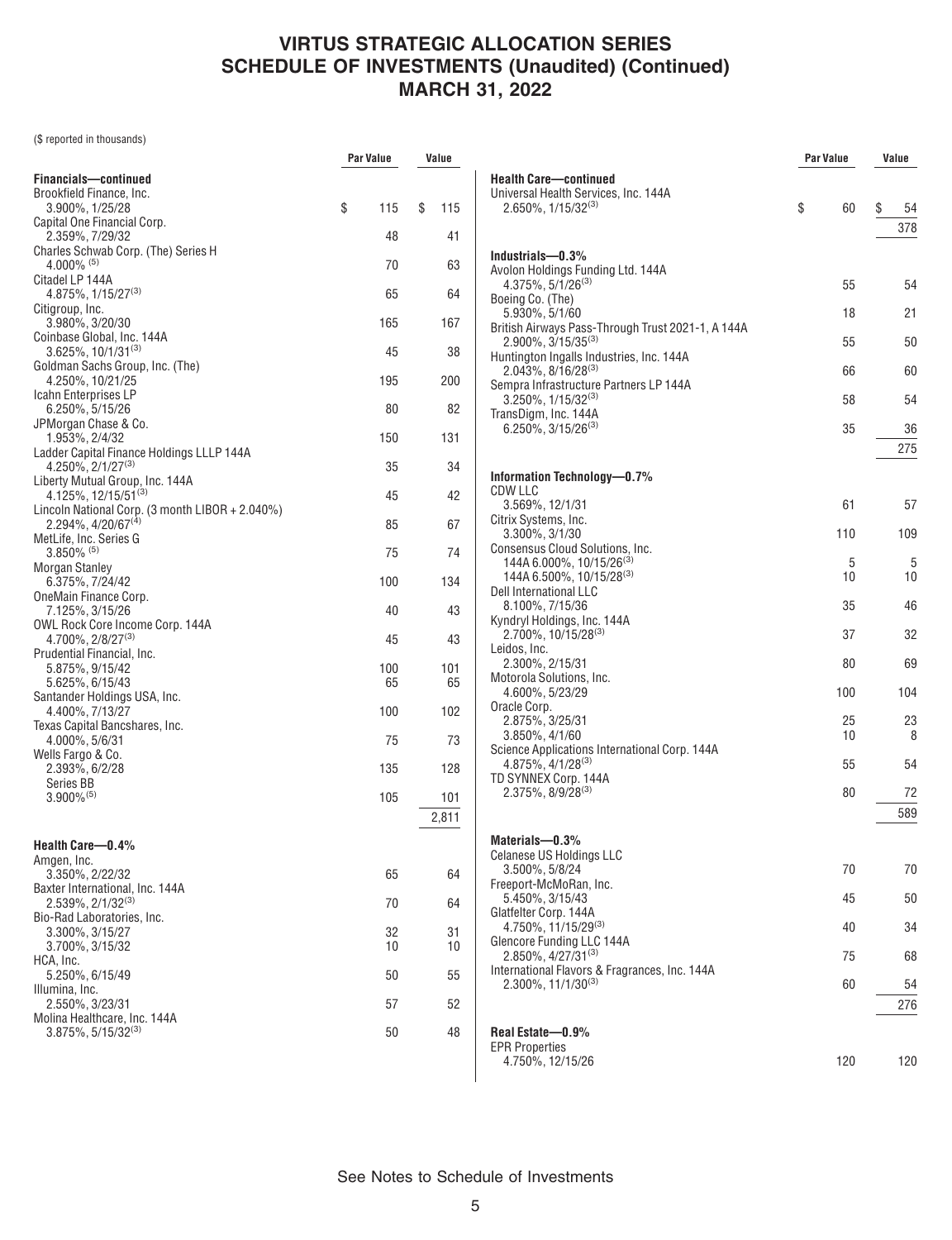# VIRTUS STRATEGIC ALLOCATION SERIES
## SCHEDULE OF INVESTMENTS (Unaudited) (Continued)
## MARCH 31, 2022

($ reported in thousands)

| | Par Value | Value |
|---|---|---|
| **Financials—continued** | | |
| Brookfield Finance, Inc. 3.900%, 1/25/28 | $ 115 | $ 115 |
| Capital One Financial Corp. 2.359%, 7/29/32 | 48 | 41 |
| Charles Schwab Corp. (The) Series H 4.000% [(5)] | 70 | 63 |
| Citadel LP 144A 4.875%, 1/15/27[(3)] | 65 | 64 |
| Citigroup, Inc. 3.980%, 3/20/30 | 165 | 167 |
| Coinbase Global, Inc. 144A 3.625%, 10/1/31[(3)] | 45 | 38 |
| Goldman Sachs Group, Inc. (The) 4.250%, 10/21/25 | 195 | 200 |
| Icahn Enterprises LP 6.250%, 5/15/26 | 80 | 82 |
| JPMorgan Chase & Co. 1.953%, 2/4/32 | 150 | 131 |
| Ladder Capital Finance Holdings LLLP 144A 4.250%, 2/1/27[(3)] | 35 | 34 |
| Liberty Mutual Group, Inc. 144A 4.125%, 12/15/51[(3)] | 45 | 42 |
| Lincoln National Corp. (3 month LIBOR + 2.040%) 2.294%, 4/20/67[(4)] | 85 | 67 |
| MetLife, Inc. Series G 3.850% [(5)] | 75 | 74 |
| Morgan Stanley 6.375%, 7/24/42 | 100 | 134 |
| OneMain Finance Corp. 7.125%, 3/15/26 | 40 | 43 |
| OWL Rock Core Income Corp. 144A 4.700%, 2/8/27[(3)] | 45 | 43 |
| Prudential Financial, Inc. 5.875%, 9/15/42 | 100 | 101 |
| 5.625%, 6/15/43 | 65 | 65 |
| Santander Holdings USA, Inc. 4.400%, 7/13/27 | 100 | 102 |
| Texas Capital Bancshares, Inc. 4.000%, 5/6/31 | 75 | 73 |
| Wells Fargo & Co. 2.393%, 6/2/28 | 135 | 128 |
| Series BB 3.900%[(5)] | 105 | 101 |
| | | 2,811 |
| **Health Care—0.4%** | | |
| Amgen, Inc. 3.350%, 2/22/32 | 65 | 64 |
| Baxter International, Inc. 144A 2.539%, 2/1/32[(3)] | 70 | 64 |
| Bio-Rad Laboratories, Inc. 3.300%, 3/15/27 | 32 | 31 |
| 3.700%, 3/15/32 | 10 | 10 |
| HCA, Inc. 5.250%, 6/15/49 | 50 | 55 |
| Illumina, Inc. 2.550%, 3/23/31 | 57 | 52 |
| Molina Healthcare, Inc. 144A 3.875%, 5/15/32[(3)] | 50 | 48 |
| **Health Care—continued** | | |
| Universal Health Services, Inc. 144A 2.650%, 1/15/32[(3)] | $ 60 | $ 54 |
| | | 378 |
| **Industrials—0.3%** | | |
| Avolon Holdings Funding Ltd. 144A 4.375%, 5/1/26[(3)] | 55 | 54 |
| Boeing Co. (The) 5.930%, 5/1/60 | 18 | 21 |
| British Airways Pass-Through Trust 2021-1, A 144A 2.900%, 3/15/35[(3)] | 55 | 50 |
| Huntington Ingalls Industries, Inc. 144A 2.043%, 8/16/28[(3)] | 66 | 60 |
| Sempra Infrastructure Partners LP 144A 3.250%, 1/15/32[(3)] | 58 | 54 |
| TransDigm, Inc. 144A 6.250%, 3/15/26[(3)] | 35 | 36 |
| | | 275 |
| **Information Technology—0.7%** | | |
| CDW LLC 3.569%, 12/1/31 | 61 | 57 |
| Citrix Systems, Inc. 3.300%, 3/1/30 | 110 | 109 |
| Consensus Cloud Solutions, Inc. 144A 6.000%, 10/15/26[(3)] | 5 | 5 |
| 144A 6.500%, 10/15/28[(3)] | 10 | 10 |
| Dell International LLC 8.100%, 7/15/36 | 35 | 46 |
| Kyndryl Holdings, Inc. 144A 2.700%, 10/15/28[(3)] | 37 | 32 |
| Leidos, Inc. 2.300%, 2/15/31 | 80 | 69 |
| Motorola Solutions, Inc. 4.600%, 5/23/29 | 100 | 104 |
| Oracle Corp. 2.875%, 3/25/31 | 25 | 23 |
| 3.850%, 4/1/60 | 10 | 8 |
| Science Applications International Corp. 144A 4.875%, 4/1/28[(3)] | 55 | 54 |
| TD SYNNEX Corp. 144A 2.375%, 8/9/28[(3)] | 80 | 72 |
| | | 589 |
| **Materials—0.3%** | | |
| Celanese US Holdings LLC 3.500%, 5/8/24 | 70 | 70 |
| Freeport-McMoRan, Inc. 5.450%, 3/15/43 | 45 | 50 |
| Glatfelter Corp. 144A 4.750%, 11/15/29[(3)] | 40 | 34 |
| Glencore Funding LLC 144A 2.850%, 4/27/31[(3)] | 75 | 68 |
| International Flavors & Fragrances, Inc. 144A 2.300%, 11/1/30[(3)] | 60 | 54 |
| | | 276 |
| **Real Estate—0.9%** | | |
| EPR Properties 4.750%, 12/15/26 | 120 | 120 |

See Notes to Schedule of Investments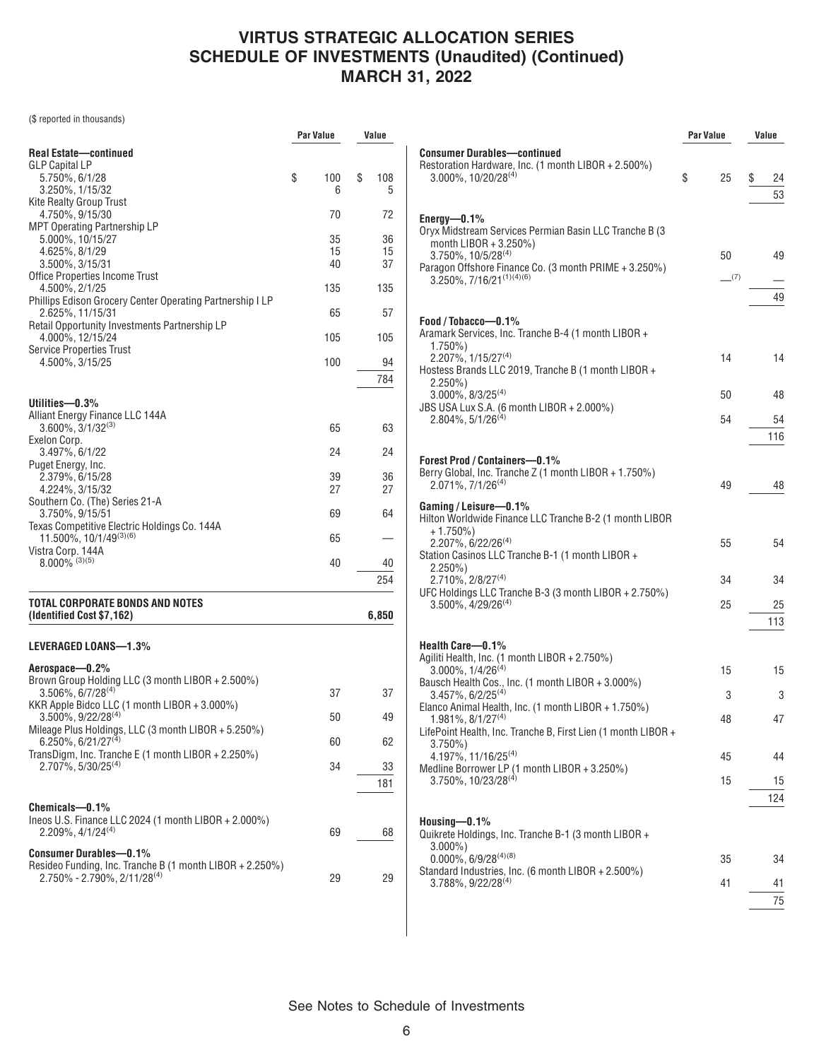# VIRTUS STRATEGIC ALLOCATION SERIES
# SCHEDULE OF INVESTMENTS (Unaudited) (Continued)
# MARCH 31, 2022

($ reported in thousands)

| | Par Value | Value |
|---|---|---|
| **Real Estate—continued** | | |
| GLP Capital LP | | |
| 5.750%, 6/1/28 | $ 100 | $ 108 |
| 3.250%, 1/15/32 | 6 | 5 |
| Kite Realty Group Trust | | |
| 4.750%, 9/15/30 | 70 | 72 |
| MPT Operating Partnership LP | | |
| 5.000%, 10/15/27 | 35 | 36 |
| 4.625%, 8/1/29 | 15 | 15 |
| 3.500%, 3/15/31 | 40 | 37 |
| Office Properties Income Trust | | |
| 4.500%, 2/1/25 | 135 | 135 |
| Phillips Edison Grocery Center Operating Partnership I LP | | |
| 2.625%, 11/15/31 | 65 | 57 |
| Retail Opportunity Investments Partnership LP | | |
| 4.000%, 12/15/24 | 105 | 105 |
| Service Properties Trust | | |
| 4.500%, 3/15/25 | 100 | 94 |
| | | 784 |
| **Utilities—0.3%** | | |
| Alliant Energy Finance LLC 144A | | |
| 3.600%, 3/1/32[(3)] | 65 | 63 |
| Exelon Corp. | | |
| 3.497%, 6/1/22 | 24 | 24 |
| Puget Energy, Inc. | | |
| 2.379%, 6/15/28 | 39 | 36 |
| 4.224%, 3/15/32 | 27 | 27 |
| Southern Co. (The) Series 21-A | | |
| 3.750%, 9/15/51 | 69 | 64 |
| Texas Competitive Electric Holdings Co. 144A | | |
| 11.500%, 10/1/49[(3)(6)] | 65 | — |
| Vistra Corp. 144A | | |
| 8.000%[(3)(5)] | 40 | 40 |
| | | 254 |
| **TOTAL CORPORATE BONDS AND NOTES (Identified Cost $7,162)** | | **6,850** |
| **LEVERAGED LOANS—1.3%** | | |
| **Aerospace—0.2%** | | |
| Brown Group Holding LLC (3 month LIBOR + 2.500%) | | |
| 3.506%, 6/7/28[(4)] | 37 | 37 |
| KKR Apple Bidco LLC (1 month LIBOR + 3.000%) | | |
| 3.500%, 9/22/28[(4)] | 50 | 49 |
| Mileage Plus Holdings, LLC (3 month LIBOR + 5.250%) | | |
| 6.250%, 6/21/27[(4)] | 60 | 62 |
| TransDigm, Inc. Tranche E (1 month LIBOR + 2.250%) | | |
| 2.707%, 5/30/25[(4)] | 34 | 33 |
| | | 181 |
| **Chemicals—0.1%** | | |
| Ineos U.S. Finance LLC 2024 (1 month LIBOR + 2.000%) | | |
| 2.209%, 4/1/24[(4)] | 69 | 68 |
| **Consumer Durables—0.1%** | | |
| Resideo Funding, Inc. Tranche B (1 month LIBOR + 2.250%) | | |
| 2.750% - 2.790%, 2/11/28[(4)] | 29 | 29 |
| **Consumer Durables—continued** | | |
| Restoration Hardware, Inc. (1 month LIBOR + 2.500%) | | |
| 3.000%, 10/20/28[(4)] | $ 25 | $ 24 |
| | | 53 |
| **Energy—0.1%** | | |
| Oryx Midstream Services Permian Basin LLC Tranche B (3 month LIBOR + 3.250%) | | |
| 3.750%, 10/5/28[(4)] | 50 | 49 |
| Paragon Offshore Finance Co. (3 month PRIME + 3.250%) | | |
| 3.250%, 7/16/21[(1)(4)(6)] | —[(7)] | — |
| | | 49 |
| **Food / Tobacco—0.1%** | | |
| Aramark Services, Inc. Tranche B-4 (1 month LIBOR + 1.750%) | | |
| 2.207%, 1/15/27[(4)] | 14 | 14 |
| Hostess Brands LLC 2019, Tranche B (1 month LIBOR + 2.250%) | | |
| 3.000%, 8/3/25[(4)] | 50 | 48 |
| JBS USA Lux S.A. (6 month LIBOR + 2.000%) | | |
| 2.804%, 5/1/26[(4)] | 54 | 54 |
| | | 116 |
| **Forest Prod / Containers—0.1%** | | |
| Berry Global, Inc. Tranche Z (1 month LIBOR + 1.750%) | | |
| 2.071%, 7/1/26[(4)] | 49 | 48 |
| **Gaming / Leisure—0.1%** | | |
| Hilton Worldwide Finance LLC Tranche B-2 (1 month LIBOR + 1.750%) | | |
| 2.207%, 6/22/26[(4)] | 55 | 54 |
| Station Casinos LLC Tranche B-1 (1 month LIBOR + 2.250%) | | |
| 2.710%, 2/8/27[(4)] | 34 | 34 |
| UFC Holdings LLC Tranche B-3 (3 month LIBOR + 2.750%) | | |
| 3.500%, 4/29/26[(4)] | 25 | 25 |
| | | 113 |
| **Health Care—0.1%** | | |
| Agiliti Health, Inc. (1 month LIBOR + 2.750%) | | |
| 3.000%, 1/4/26[(4)] | 15 | 15 |
| Bausch Health Cos., Inc. (1 month LIBOR + 3.000%) | | |
| 3.457%, 6/2/25[(4)] | 3 | 3 |
| Elanco Animal Health, Inc. (1 month LIBOR + 1.750%) | | |
| 1.981%, 8/1/27[(4)] | 48 | 47 |
| LifePoint Health, Inc. Tranche B, First Lien (1 month LIBOR + 3.750%) | | |
| 4.197%, 11/16/25[(4)] | 45 | 44 |
| Medline Borrower LP (1 month LIBOR + 3.250%) | | |
| 3.750%, 10/23/28[(4)] | 15 | 15 |
| | | 124 |
| **Housing—0.1%** | | |
| Quikrete Holdings, Inc. Tranche B-1 (3 month LIBOR + 3.000%) | | |
| 0.000%, 6/9/28[(4)(8)] | 35 | 34 |
| Standard Industries, Inc. (6 month LIBOR + 2.500%) | | |
| 3.788%, 9/22/28[(4)] | 41 | 41 |
| | | 75 |

See Notes to Schedule of Investments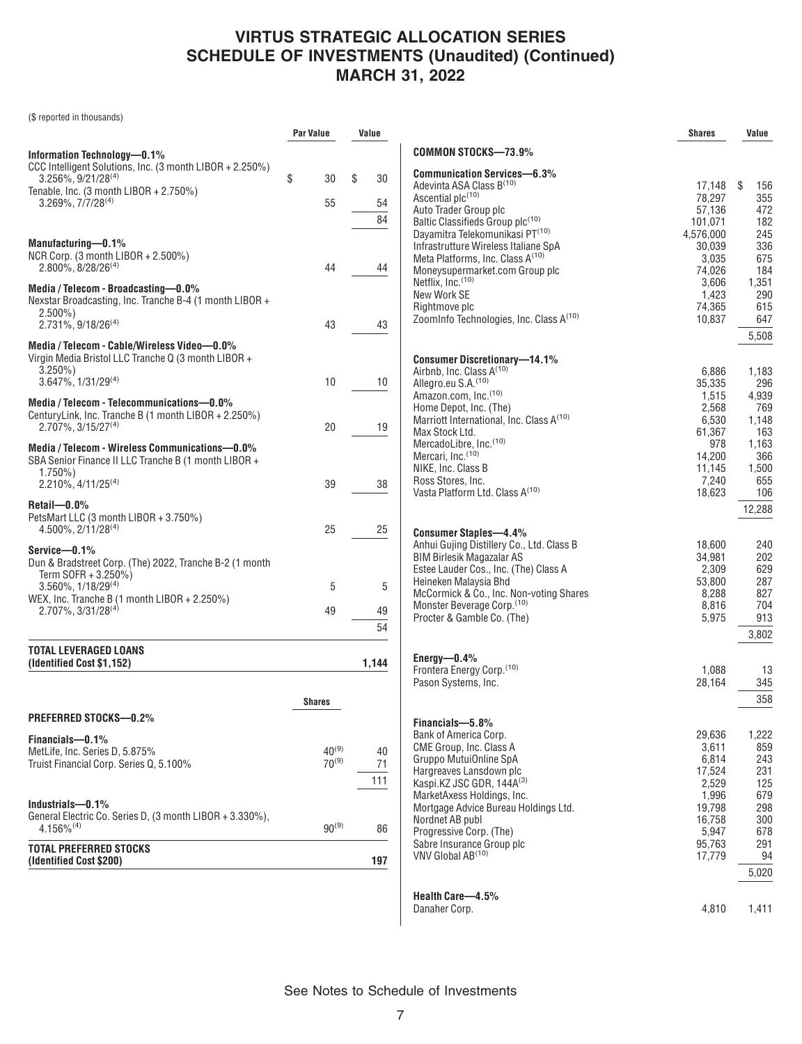# VIRTUS STRATEGIC ALLOCATION SERIES
# SCHEDULE OF INVESTMENTS (Unaudited) (Continued)
# MARCH 31, 2022

($ reported in thousands)

| | Par Value | Value |
|---|---|---|
| **Information Technology—0.1%** | | |
| CCC Intelligent Solutions, Inc. (3 month LIBOR + 2.250%) 3.256%, 9/21/28[(4)] | $ 30 | $ 30 |
| Tenable, Inc. (3 month LIBOR + 2.750%) 3.269%, 7/7/28[(4)] | 55 | 54 |
| | | 84 |
| **Manufacturing—0.1%** | | |
| NCR Corp. (3 month LIBOR + 2.500%) 2.800%, 8/28/26[(4)] | 44 | 44 |
| **Media / Telecom - Broadcasting—0.0%** | | |
| Nexstar Broadcasting, Inc. Tranche B-4 (1 month LIBOR + 2.500%) 2.731%, 9/18/26[(4)] | 43 | 43 |
| **Media / Telecom - Cable/Wireless Video—0.0%** | | |
| Virgin Media Bristol LLC Tranche Q (3 month LIBOR + 3.250%) 3.647%, 1/31/29[(4)] | 10 | 10 |
| **Media / Telecom - Telecommunications—0.0%** | | |
| CenturyLink, Inc. Tranche B (1 month LIBOR + 2.250%) 2.707%, 3/15/27[(4)] | 20 | 19 |
| **Media / Telecom - Wireless Communications—0.0%** | | |
| SBA Senior Finance II LLC Tranche B (1 month LIBOR + 1.750%) 2.210%, 4/11/25[(4)] | 39 | 38 |
| **Retail—0.0%** | | |
| PetsMart LLC (3 month LIBOR + 3.750%) 4.500%, 2/11/28[(4)] | 25 | 25 |
| **Service—0.1%** | | |
| Dun & Bradstreet Corp. (The) 2022, Tranche B-2 (1 month Term SOFR + 3.250%) 3.560%, 1/18/29[(4)] | 5 | 5 |
| WEX, Inc. Tranche B (1 month LIBOR + 2.250%) 2.707%, 3/31/28[(4)] | 49 | 49 |
| | | 54 |
| **TOTAL LEVERAGED LOANS (Identified Cost $1,152)** | | **1,144** |

| | Shares | Value |
|---|---|---|
| **PREFERRED STOCKS—0.2%** | | |
| **Financials—0.1%** | | |
| MetLife, Inc. Series D, 5.875% | 40[(9)] | 40 |
| Truist Financial Corp. Series Q, 5.100% | 70[(9)] | 71 |
| | | 111 |
| **Industrials—0.1%** | | |
| General Electric Co. Series D, (3 month LIBOR + 3.330%), 4.156%[(4)] | 90[(9)] | 86 |
| **TOTAL PREFERRED STOCKS (Identified Cost $200)** | | **197** |

| | Shares | Value |
|---|---|---|
| **COMMON STOCKS—73.9%** | | |
| **Communication Services—6.3%** | | |
| Adevinta ASA Class B[(10)] | 17,148 | $ 156 |
| Ascential plc[(10)] | 78,297 | 355 |
| Auto Trader Group plc | 57,136 | 472 |
| Baltic Classifieds Group plc[(10)] | 101,071 | 182 |
| Dayamitra Telekomunikasi PT[(10)] | 4,576,000 | 245 |
| Infrastrutture Wireless Italiane SpA | 30,039 | 336 |
| Meta Platforms, Inc. Class A[(10)] | 3,035 | 675 |
| Moneysupermarket.com Group plc | 74,026 | 184 |
| Netflix, Inc.[(10)] | 3,606 | 1,351 |
| New Work SE | 1,423 | 290 |
| Rightmove plc | 74,365 | 615 |
| ZoomInfo Technologies, Inc. Class A[(10)] | 10,837 | 647 |
| | | 5,508 |
| **Consumer Discretionary—14.1%** | | |
| Airbnb, Inc. Class A[(10)] | 6,886 | 1,183 |
| Allegro.eu S.A.[(10)] | 35,335 | 296 |
| Amazon.com, Inc.[(10)] | 1,515 | 4,939 |
| Home Depot, Inc. (The) | 2,568 | 769 |
| Marriott International, Inc. Class A[(10)] | 6,530 | 1,148 |
| Max Stock Ltd. | 61,367 | 163 |
| MercadoLibre, Inc.[(10)] | 978 | 1,163 |
| Mercari, Inc.[(10)] | 14,200 | 366 |
| NIKE, Inc. Class B | 11,145 | 1,500 |
| Ross Stores, Inc. | 7,240 | 655 |
| Vasta Platform Ltd. Class A[(10)] | 18,623 | 106 |
| | | 12,288 |
| **Consumer Staples—4.4%** | | |
| Anhui Gujing Distillery Co., Ltd. Class B | 18,600 | 240 |
| BIM Birlesik Magazalar AS | 34,981 | 202 |
| Estee Lauder Cos., Inc. (The) Class A | 2,309 | 629 |
| Heineken Malaysia Bhd | 53,800 | 287 |
| McCormick & Co., Inc. Non-voting Shares | 8,288 | 827 |
| Monster Beverage Corp.[(10)] | 8,816 | 704 |
| Procter & Gamble Co. (The) | 5,975 | 913 |
| | | 3,802 |
| **Energy—0.4%** | | |
| Frontera Energy Corp.[(10)] | 1,088 | 13 |
| Pason Systems, Inc. | 28,164 | 345 |
| | | 358 |
| **Financials—5.8%** | | |
| Bank of America Corp. | 29,636 | 1,222 |
| CME Group, Inc. Class A | 3,611 | 859 |
| Gruppo MutuiOnline SpA | 6,814 | 243 |
| Hargreaves Lansdown plc | 17,524 | 231 |
| Kaspi.KZ JSC GDR, 144A[(3)] | 2,529 | 125 |
| MarketAxess Holdings, Inc. | 1,996 | 679 |
| Mortgage Advice Bureau Holdings Ltd. | 19,798 | 298 |
| Nordnet AB publ | 16,758 | 300 |
| Progressive Corp. (The) | 5,947 | 678 |
| Sabre Insurance Group plc | 95,763 | 291 |
| VNV Global AB[(10)] | 17,779 | 94 |
| | | 5,020 |
| **Health Care—4.5%** | | |
| Danaher Corp. | 4,810 | 1,411 |

See Notes to Schedule of Investments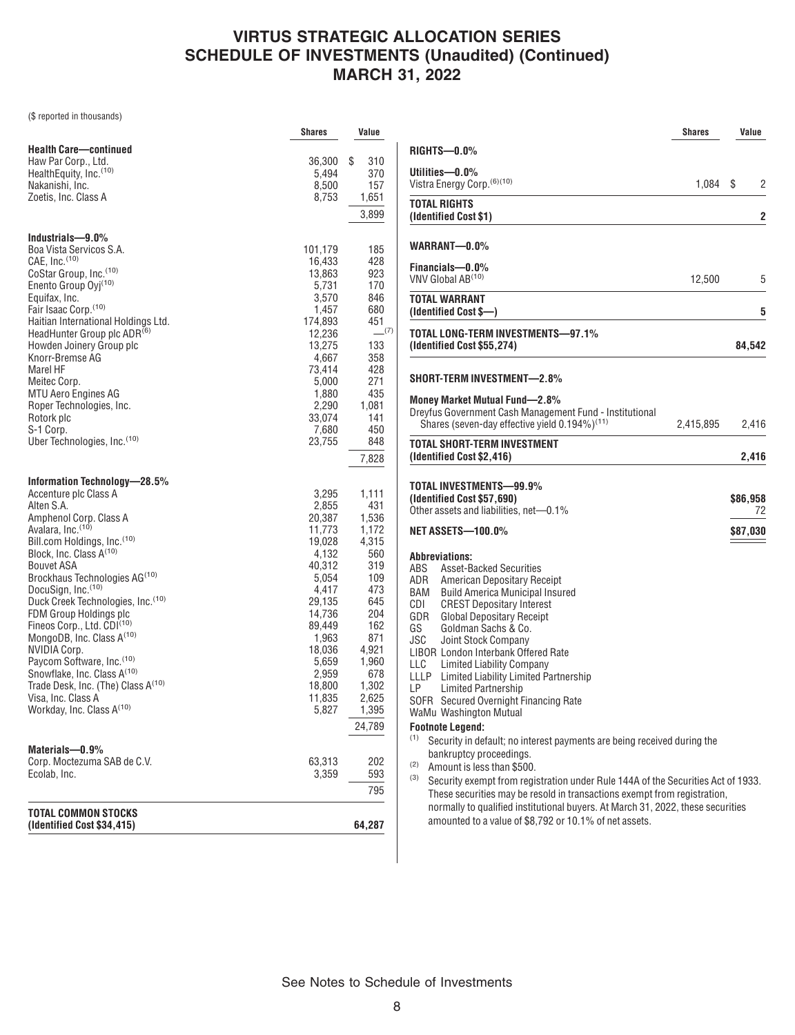# VIRTUS STRATEGIC ALLOCATION SERIES
## SCHEDULE OF INVESTMENTS (Unaudited) (Continued)
## MARCH 31, 2022

($ reported in thousands)

| | Shares | Value |
|---|---|---|
| **Health Care—continued** | | |
| Haw Par Corp., Ltd. | 36,300 | $ 310 |
| HealthEquity, Inc.[10] | 5,494 | 370 |
| Nakanishi, Inc. | 8,500 | 157 |
| Zoetis, Inc. Class A | 8,753 | 1,651 |
| | | 3,899 |
| **Industrials—9.0%** | | |
| Boa Vista Servicos S.A. | 101,179 | 185 |
| CAE, Inc.[10] | 16,433 | 428 |
| CoStar Group, Inc.[10] | 13,863 | 923 |
| Enento Group Oyj[10] | 5,731 | 170 |
| Equifax, Inc. | 3,570 | 846 |
| Fair Isaac Corp.[10] | 1,457 | 680 |
| Haitian International Holdings Ltd. | 174,893 | 451 |
| HeadHunter Group plc ADR[6] | 12,236 | —[7] |
| Howden Joinery Group plc | 13,275 | 133 |
| Knorr-Bremse AG | 4,667 | 358 |
| Marel HF | 73,414 | 428 |
| Meitec Corp. | 5,000 | 271 |
| MTU Aero Engines AG | 1,880 | 435 |
| Roper Technologies, Inc. | 2,290 | 1,081 |
| Rotork plc | 33,074 | 141 |
| S-1 Corp. | 7,680 | 450 |
| Uber Technologies, Inc.[10] | 23,755 | 848 |
| | | 7,828 |
| **Information Technology—28.5%** | | |
| Accenture plc Class A | 3,295 | 1,111 |
| Alten S.A. | 2,855 | 431 |
| Amphenol Corp. Class A | 20,387 | 1,536 |
| Avalara, Inc.[10] | 11,773 | 1,172 |
| Bill.com Holdings, Inc.[10] | 19,028 | 4,315 |
| Block, Inc. Class A[10] | 4,132 | 560 |
| Bouvet ASA | 40,312 | 319 |
| Brockhaus Technologies AG[10] | 5,054 | 109 |
| DocuSign, Inc.[10] | 4,417 | 473 |
| Duck Creek Technologies, Inc.[10] | 29,135 | 645 |
| FDM Group Holdings plc | 14,736 | 204 |
| Fineos Corp., Ltd. CDI[10] | 89,449 | 162 |
| MongoDB, Inc. Class A[10] | 1,963 | 871 |
| NVIDIA Corp. | 18,036 | 4,921 |
| Paycom Software, Inc.[10] | 5,659 | 1,960 |
| Snowflake, Inc. Class A[10] | 2,959 | 678 |
| Trade Desk, Inc. (The) Class A[10] | 18,800 | 1,302 |
| Visa, Inc. Class A | 11,835 | 2,625 |
| Workday, Inc. Class A[10] | 5,827 | 1,395 |
| | | 24,789 |
| **Materials—0.9%** | | |
| Corp. Moctezuma SAB de C.V. | 63,313 | 202 |
| Ecolab, Inc. | 3,359 | 593 |
| | | 795 |
| **TOTAL COMMON STOCKS (Identified Cost $34,415)** | | **64,287** |
| **RIGHTS—0.0%** | | |
| **Utilities—0.0%** | | |
| Vistra Energy Corp.[6][10] | 1,084 | $ 2 |
| **TOTAL RIGHTS (Identified Cost $1)** | | **2** |
| **WARRANT—0.0%** | | |
| **Financials—0.0%** | | |
| VNV Global AB[10] | 12,500 | 5 |
| **TOTAL WARRANT (Identified Cost $—)** | | **5** |
| **TOTAL LONG-TERM INVESTMENTS—97.1% (Identified Cost $55,274)** | | **84,542** |
| **SHORT-TERM INVESTMENT—2.8%** | | |
| **Money Market Mutual Fund—2.8%** | | |
| Dreyfus Government Cash Management Fund - Institutional Shares (seven-day effective yield 0.194%)[11] | 2,415,895 | 2,416 |
| **TOTAL SHORT-TERM INVESTMENT (Identified Cost $2,416)** | | **2,416** |
| **TOTAL INVESTMENTS—99.9% (Identified Cost $57,690)** | | **$86,958** |
| Other assets and liabilities, net—0.1% | | 72 |
| **NET ASSETS—100.0%** | | **$87,030** |

**Abbreviations:**

- ABS Asset-Backed Securities
- ADR American Depositary Receipt
- BAM Build America Municipal Insured
- CDI CREST Depositary Interest
- GDR Global Depositary Receipt
- GS Goldman Sachs & Co.
- JSC Joint Stock Company
- LIBOR London Interbank Offered Rate
- LLC Limited Liability Company
- LLLP Limited Liability Limited Partnership
- LP Limited Partnership
- SOFR Secured Overnight Financing Rate
- WaMu Washington Mutual

**Footnote Legend:**

(1) Security in default; no interest payments are being received during the bankruptcy proceedings.

(2) Amount is less than $500.

(3) Security exempt from registration under Rule 144A of the Securities Act of 1933. These securities may be resold in transactions exempt from registration, normally to qualified institutional buyers. At March 31, 2022, these securities amounted to a value of $8,792 or 10.1% of net assets.

See Notes to Schedule of Investments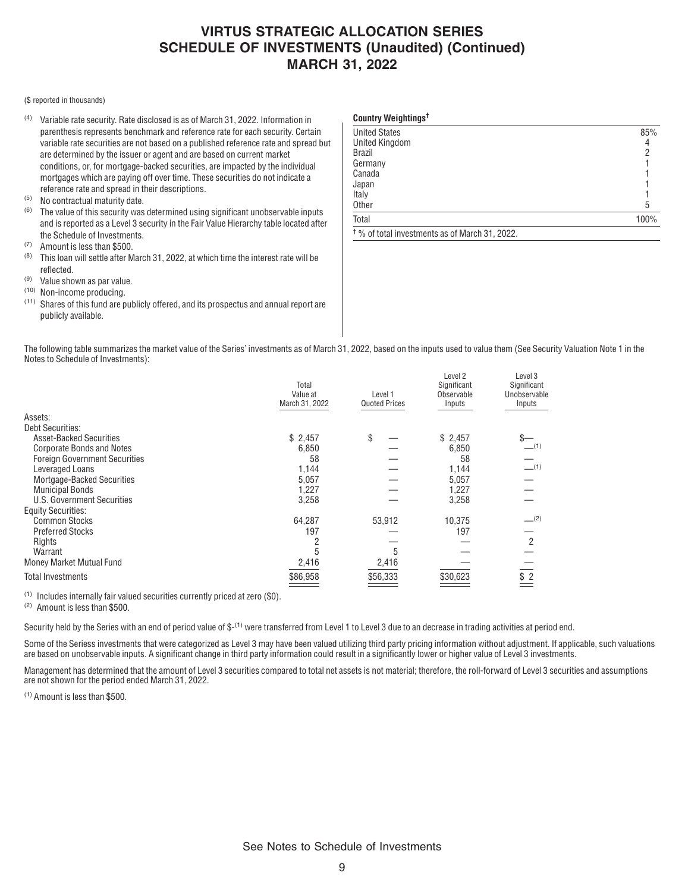# VIRTUS STRATEGIC ALLOCATION SERIES
# SCHEDULE OF INVESTMENTS (Unaudited) (Continued)
# MARCH 31, 2022

($ reported in thousands)

- (4) Variable rate security. Rate disclosed is as of March 31, 2022. Information in parenthesis represents benchmark and reference rate for each security. Certain variable rate securities are not based on a published reference rate and spread but are determined by the issuer or agent and are based on current market conditions, or, for mortgage-backed securities, are impacted by the individual mortgages which are paying off over time. These securities do not indicate a reference rate and spread in their descriptions.
- (5) No contractual maturity date.
- (6) The value of this security was determined using significant unobservable inputs and is reported as a Level 3 security in the Fair Value Hierarchy table located after the Schedule of Investments.
- (7) Amount is less than $500.
- (8) This loan will settle after March 31, 2022, at which time the interest rate will be reflected.
- (9) Value shown as par value.
- (10) Non-income producing.
- (11) Shares of this fund are publicly offered, and its prospectus and annual report are publicly available.

**Country Weightings†**

| | |
|---|---|
| United States | 85% |
| United Kingdom | 4 |
| Brazil | 2 |
| Germany | 1 |
| Canada | 1 |
| Japan | 1 |
| Italy | 1 |
| Other | 5 |
| Total | 100% |

† % of total investments as of March 31, 2022.

The following table summarizes the market value of the Series' investments as of March 31, 2022, based on the inputs used to value them (See Security Valuation Note 1 in the Notes to Schedule of Investments):

| | Total Value at March 31, 2022 | Level 1 Quoted Prices | Level 2 Significant Observable Inputs | Level 3 Significant Unobservable Inputs |
|---|---|---|---|---|
| Assets: | | | | |
| Debt Securities: | | | | |
| Asset-Backed Securities | $ 2,457 | $ — | $ 2,457 | $— |
| Corporate Bonds and Notes | 6,850 | — | 6,850 | —(1) |
| Foreign Government Securities | 58 | — | 58 | — |
| Leveraged Loans | 1,144 | — | 1,144 | —(1) |
| Mortgage-Backed Securities | 5,057 | — | 5,057 | — |
| Municipal Bonds | 1,227 | — | 1,227 | — |
| U.S. Government Securities | 3,258 | — | 3,258 | — |
| Equity Securities: | | | | |
| Common Stocks | 64,287 | 53,912 | 10,375 | —(2) |
| Preferred Stocks | 197 | — | 197 | — |
| Rights | 2 | — | — | 2 |
| Warrant | 5 | 5 | — | — |
| Money Market Mutual Fund | 2,416 | 2,416 | — | — |
| Total Investments | $86,958 | $56,333 | $30,623 | $ 2 |

(1) Includes internally fair valued securities currently priced at zero ($0).

(2) Amount is less than $500.

Security held by the Series with an end of period value of $-(1) were transferred from Level 1 to Level 3 due to an decrease in trading activities at period end.

Some of the Seriess investments that were categorized as Level 3 may have been valued utilizing third party pricing information without adjustment. If applicable, such valuations are based on unobservable inputs. A significant change in third party information could result in a significantly lower or higher value of Level 3 investments.

Management has determined that the amount of Level 3 securities compared to total net assets is not material; therefore, the roll-forward of Level 3 securities and assumptions are not shown for the period ended March 31, 2022.

(1) Amount is less than $500.

See Notes to Schedule of Investments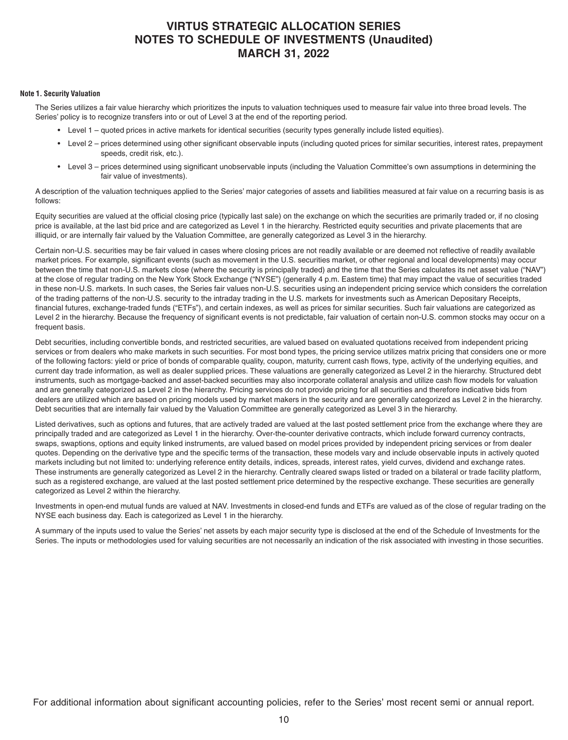# VIRTUS STRATEGIC ALLOCATION SERIES
# NOTES TO SCHEDULE OF INVESTMENTS (Unaudited)
# MARCH 31, 2022

**Note 1. Security Valuation**

The Series utilizes a fair value hierarchy which prioritizes the inputs to valuation techniques used to measure fair value into three broad levels. The Series' policy is to recognize transfers into or out of Level 3 at the end of the reporting period.

- Level 1 – quoted prices in active markets for identical securities (security types generally include listed equities).
- Level 2 – prices determined using other significant observable inputs (including quoted prices for similar securities, interest rates, prepayment speeds, credit risk, etc.).
- Level 3 – prices determined using significant unobservable inputs (including the Valuation Committee's own assumptions in determining the fair value of investments).

A description of the valuation techniques applied to the Series' major categories of assets and liabilities measured at fair value on a recurring basis is as follows:

Equity securities are valued at the official closing price (typically last sale) on the exchange on which the securities are primarily traded or, if no closing price is available, at the last bid price and are categorized as Level 1 in the hierarchy. Restricted equity securities and private placements that are illiquid, or are internally fair valued by the Valuation Committee, are generally categorized as Level 3 in the hierarchy.

Certain non-U.S. securities may be fair valued in cases where closing prices are not readily available or are deemed not reflective of readily available market prices. For example, significant events (such as movement in the U.S. securities market, or other regional and local developments) may occur between the time that non-U.S. markets close (where the security is principally traded) and the time that the Series calculates its net asset value ("NAV") at the close of regular trading on the New York Stock Exchange ("NYSE") (generally 4 p.m. Eastern time) that may impact the value of securities traded in these non-U.S. markets. In such cases, the Series fair values non-U.S. securities using an independent pricing service which considers the correlation of the trading patterns of the non-U.S. security to the intraday trading in the U.S. markets for investments such as American Depositary Receipts, financial futures, exchange-traded funds ("ETFs"), and certain indexes, as well as prices for similar securities. Such fair valuations are categorized as Level 2 in the hierarchy. Because the frequency of significant events is not predictable, fair valuation of certain non-U.S. common stocks may occur on a frequent basis.

Debt securities, including convertible bonds, and restricted securities, are valued based on evaluated quotations received from independent pricing services or from dealers who make markets in such securities. For most bond types, the pricing service utilizes matrix pricing that considers one or more of the following factors: yield or price of bonds of comparable quality, coupon, maturity, current cash flows, type, activity of the underlying equities, and current day trade information, as well as dealer supplied prices. These valuations are generally categorized as Level 2 in the hierarchy. Structured debt instruments, such as mortgage-backed and asset-backed securities may also incorporate collateral analysis and utilize cash flow models for valuation and are generally categorized as Level 2 in the hierarchy. Pricing services do not provide pricing for all securities and therefore indicative bids from dealers are utilized which are based on pricing models used by market makers in the security and are generally categorized as Level 2 in the hierarchy. Debt securities that are internally fair valued by the Valuation Committee are generally categorized as Level 3 in the hierarchy.

Listed derivatives, such as options and futures, that are actively traded are valued at the last posted settlement price from the exchange where they are principally traded and are categorized as Level 1 in the hierarchy. Over-the-counter derivative contracts, which include forward currency contracts, swaps, swaptions, options and equity linked instruments, are valued based on model prices provided by independent pricing services or from dealer quotes. Depending on the derivative type and the specific terms of the transaction, these models vary and include observable inputs in actively quoted markets including but not limited to: underlying reference entity details, indices, spreads, interest rates, yield curves, dividend and exchange rates. These instruments are generally categorized as Level 2 in the hierarchy. Centrally cleared swaps listed or traded on a bilateral or trade facility platform, such as a registered exchange, are valued at the last posted settlement price determined by the respective exchange. These securities are generally categorized as Level 2 within the hierarchy.

Investments in open-end mutual funds are valued at NAV. Investments in closed-end funds and ETFs are valued as of the close of regular trading on the NYSE each business day. Each is categorized as Level 1 in the hierarchy.

A summary of the inputs used to value the Series' net assets by each major security type is disclosed at the end of the Schedule of Investments for the Series. The inputs or methodologies used for valuing securities are not necessarily an indication of the risk associated with investing in those securities.

For additional information about significant accounting policies, refer to the Series' most recent semi or annual report.